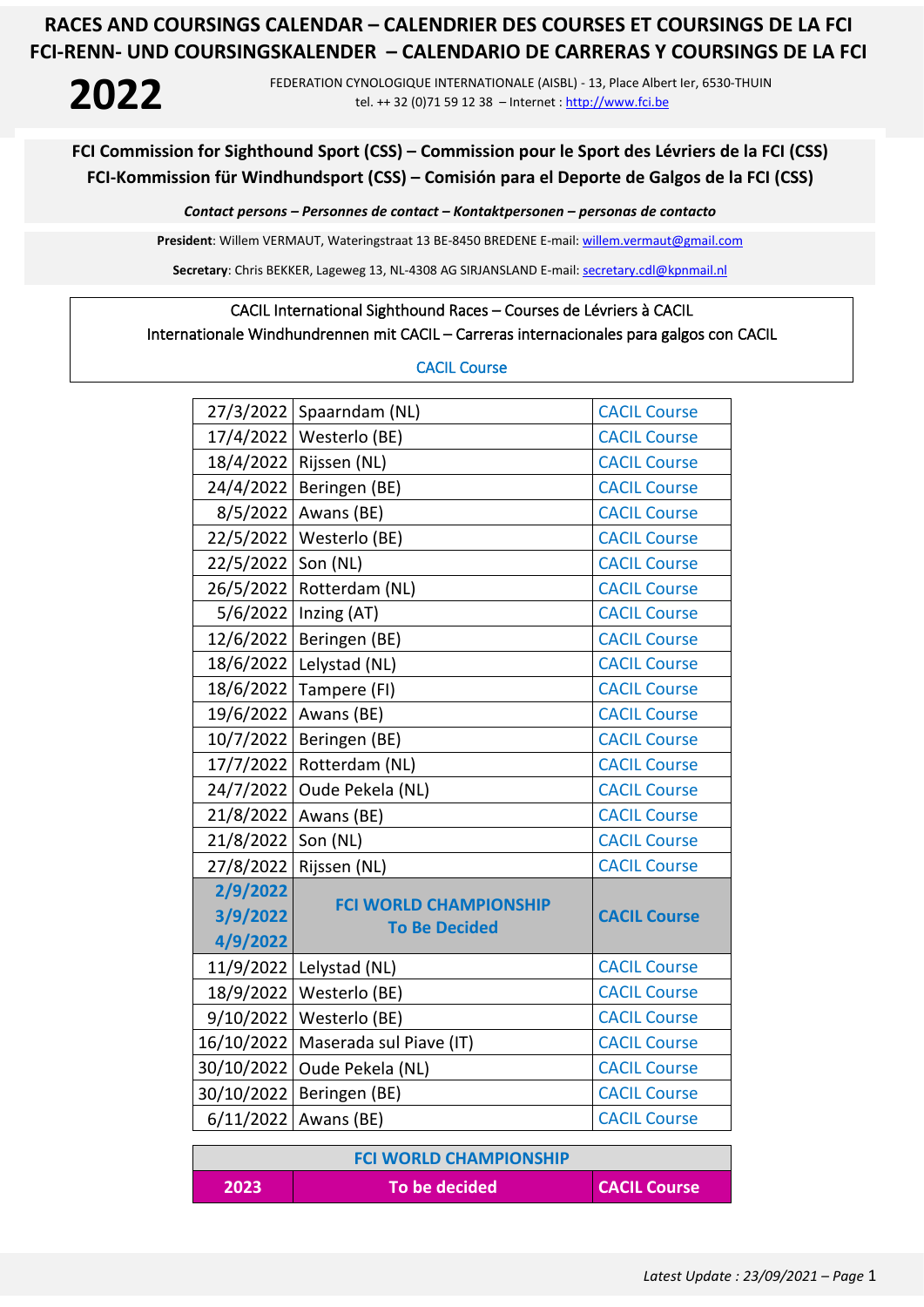# RACES AND COURSINGS CALENDAR – CALENDRIER DES COURSES ET COURSINGS DE LA FCI
# FCI-RENN- UND COURSINGSKALENDER – CALENDARIO DE CARRERAS Y COURSINGS DE LA FCI

# 2022

FEDERATION CYNOLOGIQUE INTERNATIONALE (AISBL) - 13, Place Albert Ier, 6530-THUIN
tel. ++ 32 (0)71 59 12 38 – Internet : http://www.fci.be

## FCI Commission for Sighthound Sport (CSS) – Commission pour le Sport des Lévriers de la FCI (CSS)
## FCI-Kommission für Windhundsport (CSS) – Comisión para el Deporte de Galgos de la FCI (CSS)

***Contact persons – Personnes de contact – Kontaktpersonen – personas de contacto***

**President**: Willem VERMAUT, Wateringstraat 13 BE-8450 BREDENE E-mail: willem.vermaut@gmail.com

**Secretary**: Chris BEKKER, Lageweg 13, NL-4308 AG SIRJANSLAND E-mail: secretary.cdl@kpnmail.nl

CACIL International Sighthound Races – Courses de Lévriers à CACIL
Internationale Windhundrennen mit CACIL – Carreras internacionales para galgos con CACIL

CACIL Course

| | | |
|---|---|---|
| 27/3/2022 | Spaarndam (NL) | CACIL Course |
| 17/4/2022 | Westerlo (BE) | CACIL Course |
| 18/4/2022 | Rijssen (NL) | CACIL Course |
| 24/4/2022 | Beringen (BE) | CACIL Course |
| 8/5/2022 | Awans (BE) | CACIL Course |
| 22/5/2022 | Westerlo (BE) | CACIL Course |
| 22/5/2022 | Son (NL) | CACIL Course |
| 26/5/2022 | Rotterdam (NL) | CACIL Course |
| 5/6/2022 | Inzing (AT) | CACIL Course |
| 12/6/2022 | Beringen (BE) | CACIL Course |
| 18/6/2022 | Lelystad (NL) | CACIL Course |
| 18/6/2022 | Tampere (FI) | CACIL Course |
| 19/6/2022 | Awans (BE) | CACIL Course |
| 10/7/2022 | Beringen (BE) | CACIL Course |
| 17/7/2022 | Rotterdam (NL) | CACIL Course |
| 24/7/2022 | Oude Pekela (NL) | CACIL Course |
| 21/8/2022 | Awans (BE) | CACIL Course |
| 21/8/2022 | Son (NL) | CACIL Course |
| 27/8/2022 | Rijssen (NL) | CACIL Course |
| **2/9/2022 3/9/2022 4/9/2022** | **FCI WORLD CHAMPIONSHIP To Be Decided** | **CACIL Course** |
| 11/9/2022 | Lelystad (NL) | CACIL Course |
| 18/9/2022 | Westerlo (BE) | CACIL Course |
| 9/10/2022 | Westerlo (BE) | CACIL Course |
| 16/10/2022 | Maserada sul Piave (IT) | CACIL Course |
| 30/10/2022 | Oude Pekela (NL) | CACIL Course |
| 30/10/2022 | Beringen (BE) | CACIL Course |
| 6/11/2022 | Awans (BE) | CACIL Course |

| FCI WORLD CHAMPIONSHIP | | |
|---|---|---|
| **2023** | **To be decided** | **CACIL Course** |

*Latest Update : 23/09/2021*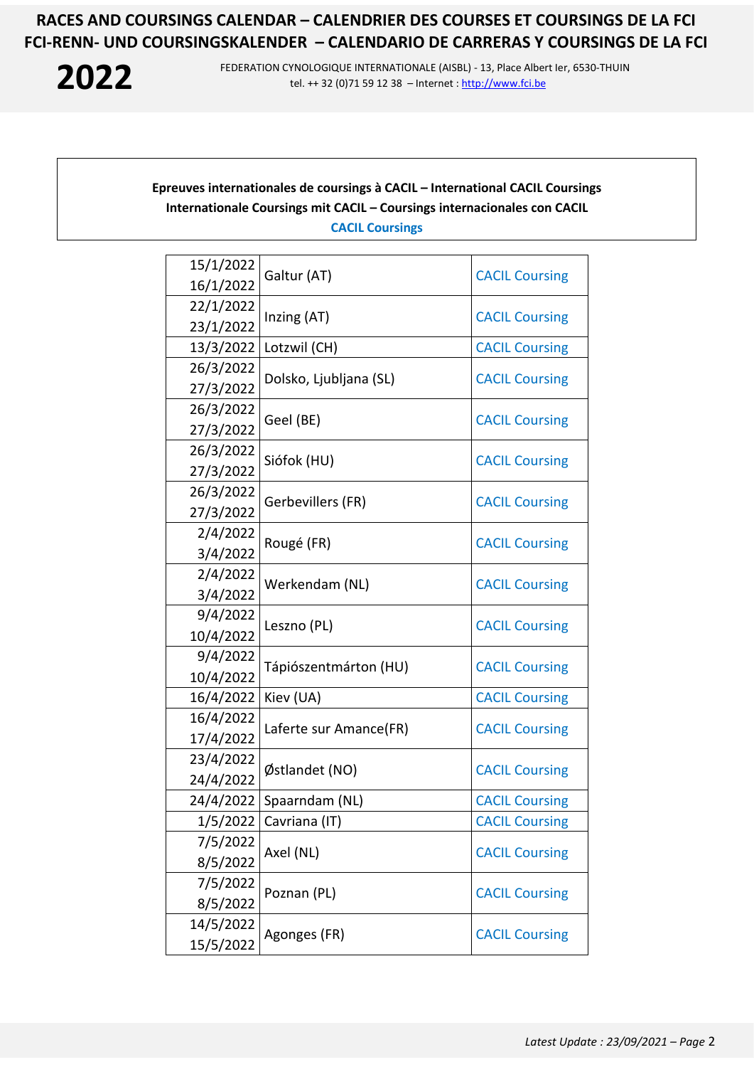# RACES AND COURSINGS CALENDAR – CALENDRIER DES COURSES ET COURSINGS DE LA FCI
# FCI-RENN- UND COURSINGSKALENDER – CALENDARIO DE CARRERAS Y COURSINGS DE LA FCI

**2022**

FEDERATION CYNOLOGIQUE INTERNATIONALE (AISBL) - 13, Place Albert Ier, 6530-THUIN
tel. ++ 32 (0)71 59 12 38 – Internet : http://www.fci.be

**Epreuves internationales de coursings à CACIL – International CACIL Coursings**
**Internationale Coursings mit CACIL – Coursings internacionales con CACIL**
**CACIL Coursings**

| | | |
|---|---|---|
| 15/1/2022<br>16/1/2022 | Galtur (AT) | CACIL Coursing |
| 22/1/2022<br>23/1/2022 | Inzing (AT) | CACIL Coursing |
| 13/3/2022 | Lotzwil (CH) | CACIL Coursing |
| 26/3/2022<br>27/3/2022 | Dolsko, Ljubljana (SL) | CACIL Coursing |
| 26/3/2022<br>27/3/2022 | Geel (BE) | CACIL Coursing |
| 26/3/2022<br>27/3/2022 | Siófok (HU) | CACIL Coursing |
| 26/3/2022<br>27/3/2022 | Gerbevillers (FR) | CACIL Coursing |
| 2/4/2022<br>3/4/2022 | Rougé (FR) | CACIL Coursing |
| 2/4/2022<br>3/4/2022 | Werkendam (NL) | CACIL Coursing |
| 9/4/2022<br>10/4/2022 | Leszno (PL) | CACIL Coursing |
| 9/4/2022<br>10/4/2022 | Tápiószentmárton (HU) | CACIL Coursing |
| 16/4/2022 | Kiev (UA) | CACIL Coursing |
| 16/4/2022<br>17/4/2022 | Laferte sur Amance(FR) | CACIL Coursing |
| 23/4/2022<br>24/4/2022 | Østlandet (NO) | CACIL Coursing |
| 24/4/2022 | Spaarndam (NL) | CACIL Coursing |
| 1/5/2022 | Cavriana (IT) | CACIL Coursing |
| 7/5/2022<br>8/5/2022 | Axel (NL) | CACIL Coursing |
| 7/5/2022<br>8/5/2022 | Poznan (PL) | CACIL Coursing |
| 14/5/2022<br>15/5/2022 | Agonges (FR) | CACIL Coursing |

*Latest Update : 23/09/2021*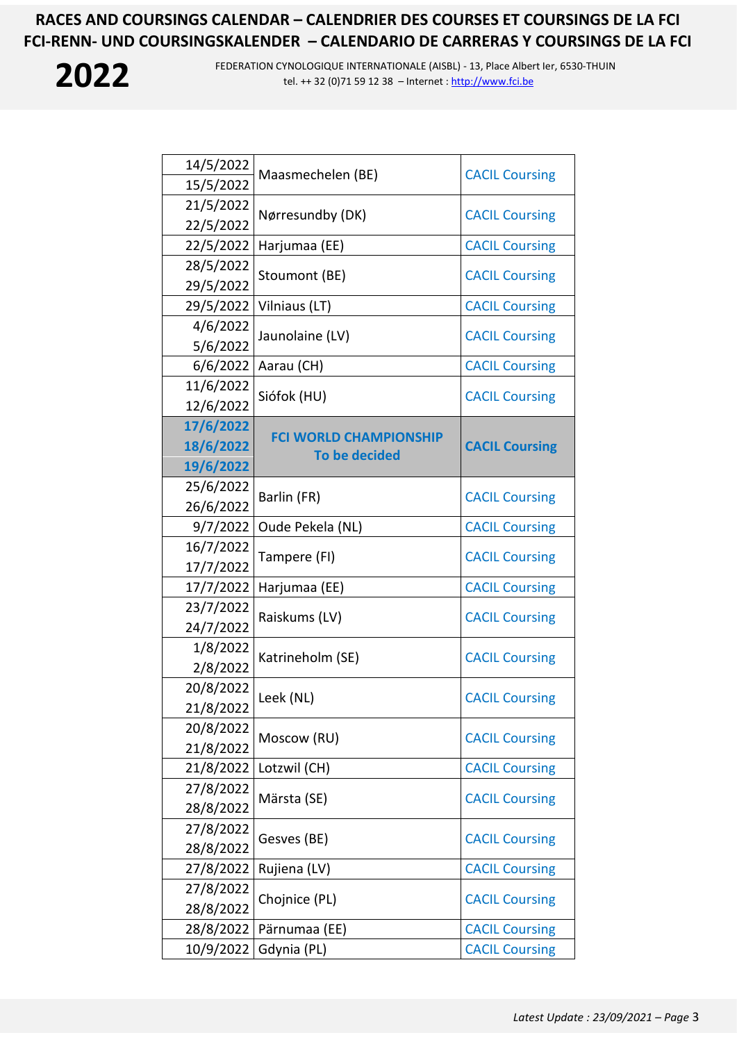# RACES AND COURSINGS CALENDAR – CALENDRIER DES COURSES ET COURSINGS DE LA FCI
# FCI-RENN- UND COURSINGSKALENDER – CALENDARIO DE CARRERAS Y COURSINGS DE LA FCI

**2022**

FEDERATION CYNOLOGIQUE INTERNATIONALE (AISBL) - 13, Place Albert Ier, 6530-THUIN
tel. ++ 32 (0)71 59 12 38 – Internet : http://www.fci.be

| | | |
|---|---|---|
| 14/5/2022<br>15/5/2022 | Maasmechelen (BE) | CACIL Coursing |
| 21/5/2022<br>22/5/2022 | Nørresundby (DK) | CACIL Coursing |
| 22/5/2022 | Harjumaa (EE) | CACIL Coursing |
| 28/5/2022<br>29/5/2022 | Stoumont (BE) | CACIL Coursing |
| 29/5/2022 | Vilniaus (LT) | CACIL Coursing |
| 4/6/2022<br>5/6/2022 | Jaunolaine (LV) | CACIL Coursing |
| 6/6/2022 | Aarau (CH) | CACIL Coursing |
| 11/6/2022<br>12/6/2022 | Siófok (HU) | CACIL Coursing |
| **17/6/2022<br>18/6/2022<br>19/6/2022** | **FCI WORLD CHAMPIONSHIP<br>To be decided** | **CACIL Coursing** |
| 25/6/2022<br>26/6/2022 | Barlin (FR) | CACIL Coursing |
| 9/7/2022 | Oude Pekela (NL) | CACIL Coursing |
| 16/7/2022<br>17/7/2022 | Tampere (FI) | CACIL Coursing |
| 17/7/2022 | Harjumaa (EE) | CACIL Coursing |
| 23/7/2022<br>24/7/2022 | Raiskums (LV) | CACIL Coursing |
| 1/8/2022<br>2/8/2022 | Katrineholm (SE) | CACIL Coursing |
| 20/8/2022<br>21/8/2022 | Leek (NL) | CACIL Coursing |
| 20/8/2022<br>21/8/2022 | Moscow (RU) | CACIL Coursing |
| 21/8/2022 | Lotzwil (CH) | CACIL Coursing |
| 27/8/2022<br>28/8/2022 | Märsta (SE) | CACIL Coursing |
| 27/8/2022<br>28/8/2022 | Gesves (BE) | CACIL Coursing |
| 27/8/2022 | Rujiena (LV) | CACIL Coursing |
| 27/8/2022<br>28/8/2022 | Chojnice (PL) | CACIL Coursing |
| 28/8/2022 | Pärnumaa (EE) | CACIL Coursing |
| 10/9/2022 | Gdynia (PL) | CACIL Coursing |

*Latest Update : 23/09/2021*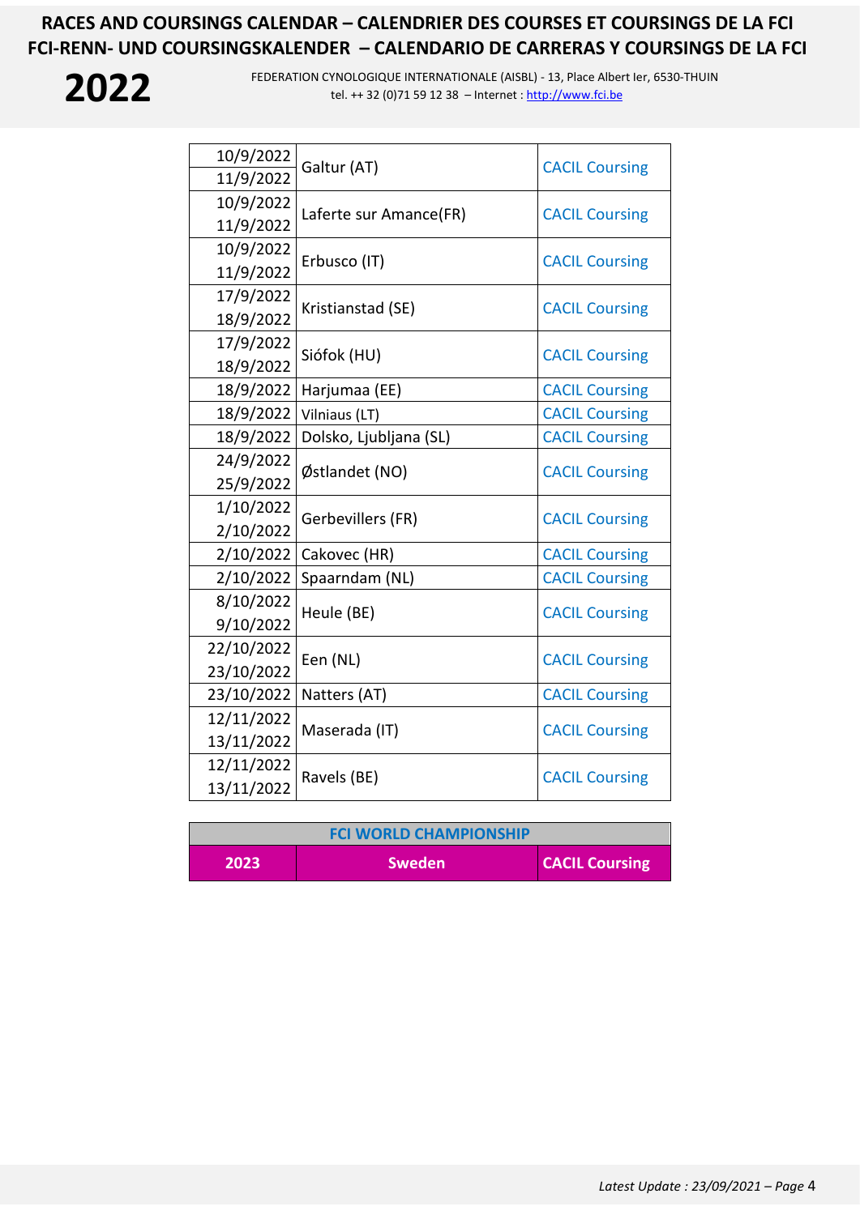| | | |
|---|---|---|
| 10/9/2022<br>11/9/2022 | Galtur (AT) | CACIL Coursing |
| 10/9/2022<br>11/9/2022 | Laferte sur Amance(FR) | CACIL Coursing |
| 10/9/2022<br>11/9/2022 | Erbusco (IT) | CACIL Coursing |
| 17/9/2022<br>18/9/2022 | Kristianstad (SE) | CACIL Coursing |
| 17/9/2022<br>18/9/2022 | Siófok (HU) | CACIL Coursing |
| 18/9/2022 | Harjumaa (EE) | CACIL Coursing |
| 18/9/2022 | Vilniaus (LT) | CACIL Coursing |
| 18/9/2022 | Dolsko, Ljubljana (SL) | CACIL Coursing |
| 24/9/2022<br>25/9/2022 | Østlandet (NO) | CACIL Coursing |
| 1/10/2022<br>2/10/2022 | Gerbevillers (FR) | CACIL Coursing |
| 2/10/2022 | Cakovec (HR) | CACIL Coursing |
| 2/10/2022 | Spaarndam (NL) | CACIL Coursing |
| 8/10/2022<br>9/10/2022 | Heule (BE) | CACIL Coursing |
| 22/10/2022<br>23/10/2022 | Een (NL) | CACIL Coursing |
| 23/10/2022 | Natters (AT) | CACIL Coursing |
| 12/11/2022<br>13/11/2022 | Maserada (IT) | CACIL Coursing |
| 12/11/2022<br>13/11/2022 | Ravels (BE) | CACIL Coursing |

| FCI WORLD CHAMPIONSHIP | | |
|---|---|---|
| **2023** | **Sweden** | **CACIL Coursing** |